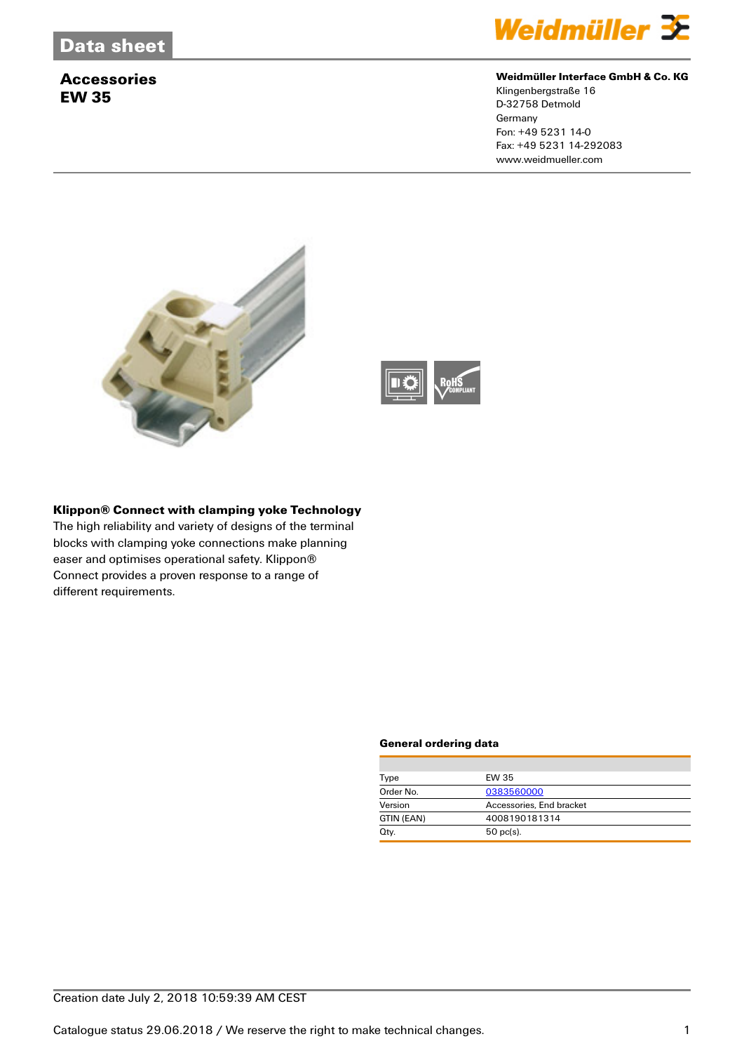# Data sheet

## Accessories
## EW 35

**Weidmüller Interface GmbH & Co. KG**
Klingenbergstraße 16
D-32758 Detmold
Germany
Fon: +49 5231 14-0
Fax: +49 5231 14-292083
www.weidmueller.com

### Klippon® Connect with clamping yoke Technology

The high reliability and variety of designs of the terminal blocks with clamping yoke connections make planning easer and optimises operational safety. Klippon® Connect provides a proven response to a range of different requirements.

### General ordering data

| | |
|---|---|
| Type | EW 35 |
| Order No. | 0383560000 |
| Version | Accessories, End bracket |
| GTIN (EAN) | 4008190181314 |
| Qty. | 50 pc(s). |

Creation date July 2, 2018 10:59:39 AM CEST

Catalogue status 29.06.2018 / We reserve the right to make technical changes.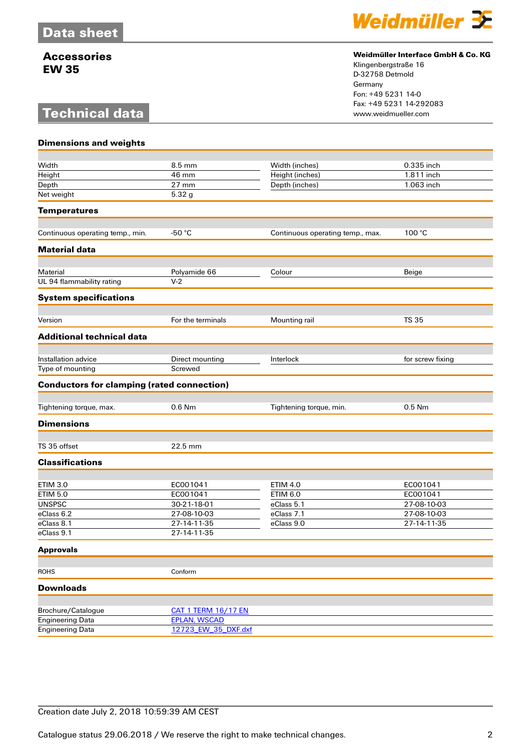# Data sheet

**Accessories**
**EW 35**

**Weidmüller Interface GmbH & Co. KG**
Klingenbergstraße 16
D-32758 Detmold
Germany
Fon: +49 5231 14-0
Fax: +49 5231 14-292083
www.weidmueller.com

## Technical data

### Dimensions and weights

| | | | |
|---|---|---|---|
| Width | 8.5 mm | Width (inches) | 0.335 inch |
| Height | 46 mm | Height (inches) | 1.811 inch |
| Depth | 27 mm | Depth (inches) | 1.063 inch |
| Net weight | 5.32 g | | |

### Temperatures

| | | | |
|---|---|---|---|
| Continuous operating temp., min. | -50 °C | Continuous operating temp., max. | 100 °C |

### Material data

| | | | |
|---|---|---|---|
| Material | Polyamide 66 | Colour | Beige |
| UL 94 flammability rating | V-2 | | |

### System specifications

| | | | |
|---|---|---|---|
| Version | For the terminals | Mounting rail | TS 35 |

### Additional technical data

| | | | |
|---|---|---|---|
| Installation advice | Direct mounting | Interlock | for screw fixing |
| Type of mounting | Screwed | | |

### Conductors for clamping (rated connection)

| | | | |
|---|---|---|---|
| Tightening torque, max. | 0.6 Nm | Tightening torque, min. | 0.5 Nm |

### Dimensions

| | |
|---|---|
| TS 35 offset | 22.5 mm |

### Classifications

| | | | |
|---|---|---|---|
| ETIM 3.0 | EC001041 | ETIM 4.0 | EC001041 |
| ETIM 5.0 | EC001041 | ETIM 6.0 | EC001041 |
| UNSPSC | 30-21-18-01 | eClass 5.1 | 27-08-10-03 |
| eClass 6.2 | 27-08-10-03 | eClass 7.1 | 27-08-10-03 |
| eClass 8.1 | 27-14-11-35 | eClass 9.0 | 27-14-11-35 |
| eClass 9.1 | 27-14-11-35 | | |

### Approvals

| | |
|---|---|
| ROHS | Conform |

### Downloads

| | |
|---|---|
| Brochure/Catalogue | CAT 1 TERM 16/17 EN |
| Engineering Data | EPLAN, WSCAD |
| Engineering Data | 12723_EW_35_DXF.dxf |

Creation date July 2, 2018 10:59:39 AM CEST

Catalogue status 29.06.2018 / We reserve the right to make technical changes.